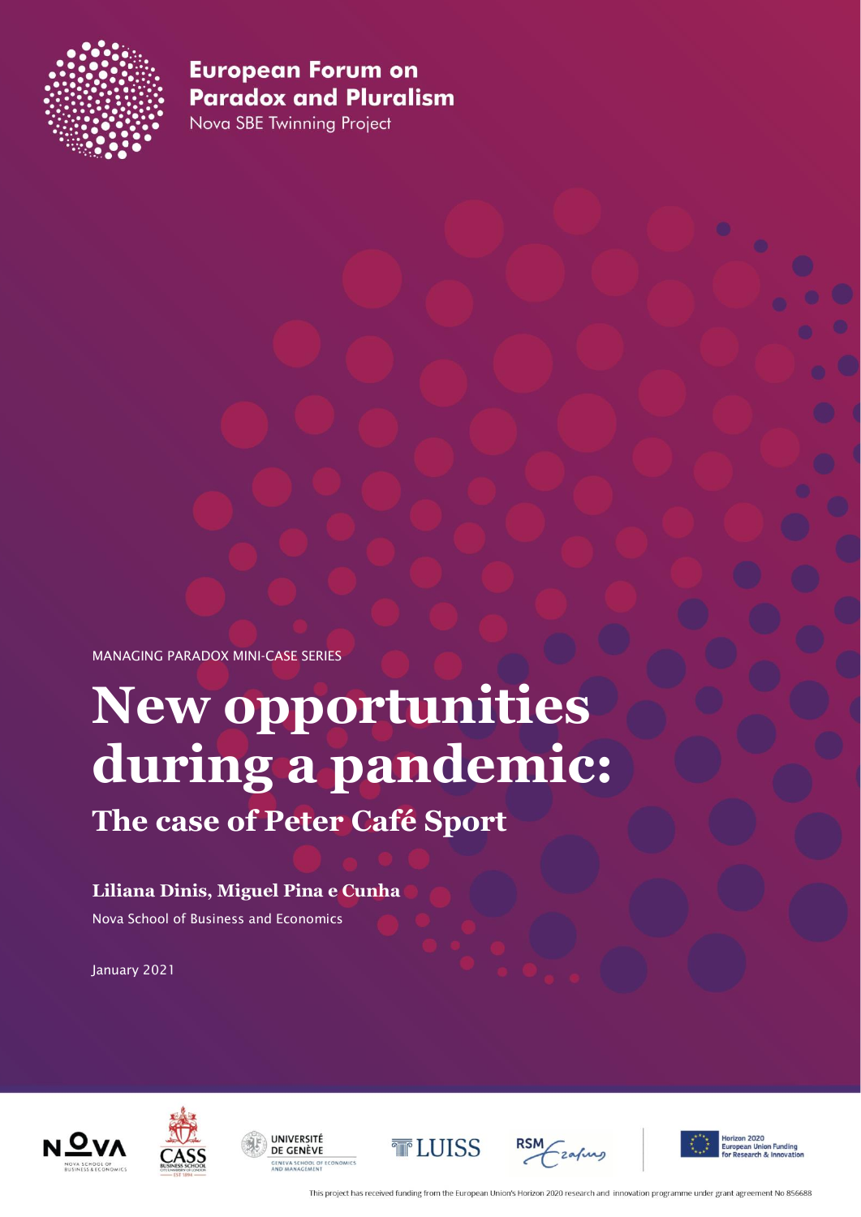**European Forum on Paradox and Pluralism**

Nova SBE Twinning Project

MANAGING PARADOX MINI-CASE SERIES

# New opportunities during a pandemic:

## The case of Peter Café Sport

**Liliana Dinis, Miguel Pina e Cunha**

Nova School of Business and Economics

January 2021

This project has received funding from the European Union's Horizon 2020 research and innovation programme under grant agreement No 856688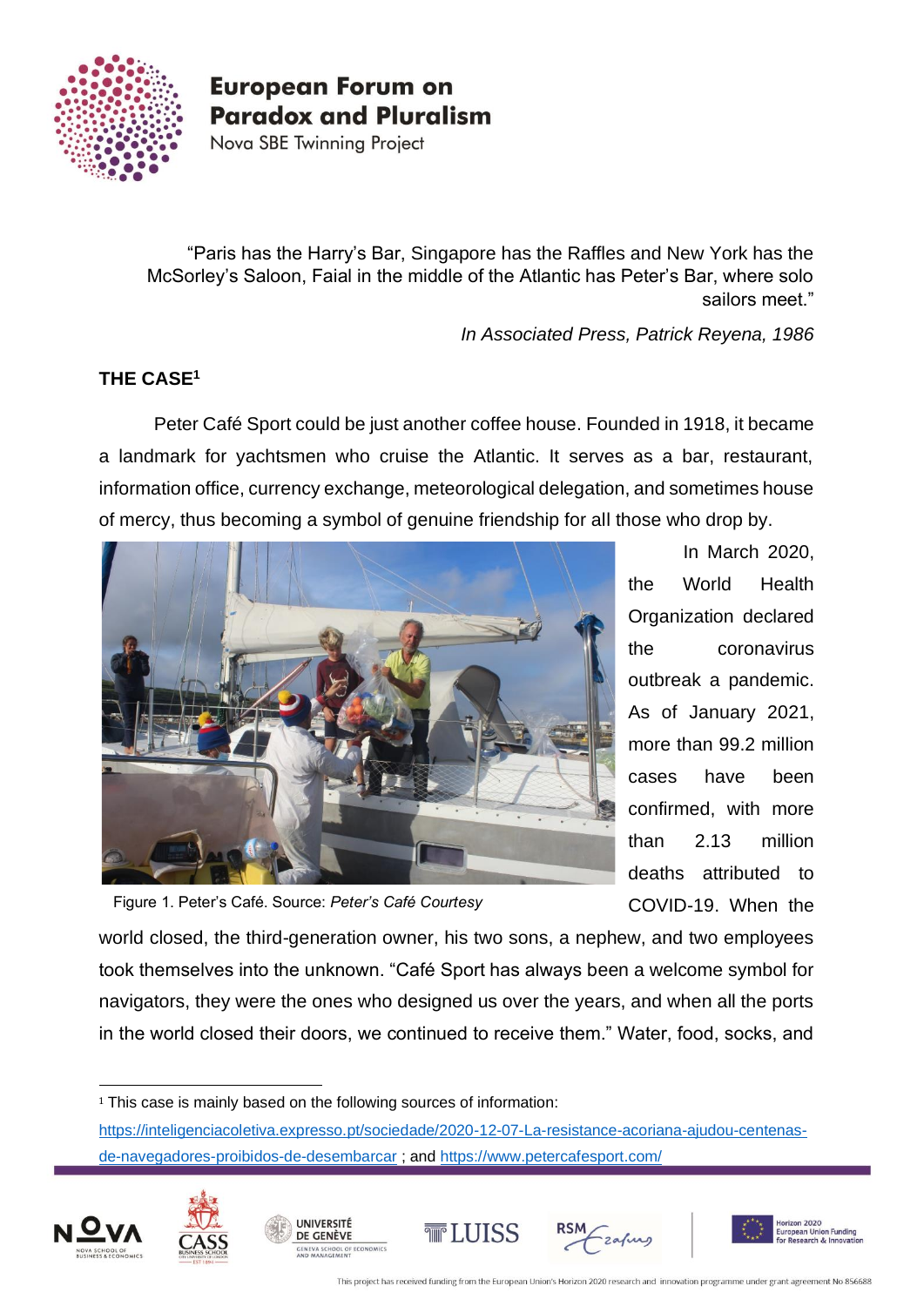> "Paris has the Harry's Bar, Singapore has the Raffles and New York has the McSorley's Saloon, Faial in the middle of the Atlantic has Peter's Bar, where solo sailors meet."
>
> *In Associated Press, Patrick Reyena, 1986*

## THE CASE[1]

Peter Café Sport could be just another coffee house. Founded in 1918, it became a landmark for yachtsmen who cruise the Atlantic. It serves as a bar, restaurant, information office, currency exchange, meteorological delegation, and sometimes house of mercy, thus becoming a symbol of genuine friendship for all those who drop by.

Figure 1. Peter's Café. Source: *Peter's Café Courtesy*

In March 2020, the World Health Organization declared the coronavirus outbreak a pandemic. As of January 2021, more than 99.2 million cases have been confirmed, with more than 2.13 million deaths attributed to COVID-19. When the world closed, the third-generation owner, his two sons, a nephew, and two employees took themselves into the unknown. "Café Sport has always been a welcome symbol for navigators, they were the ones who designed us over the years, and when all the ports in the world closed their doors, we continued to receive them." Water, food, socks, and

---

[1] This case is mainly based on the following sources of information: https://inteligenciacoletiva.expresso.pt/sociedade/2020-12-07-La-resistance-acoriana-ajudou-centenas-de-navegadores-proibidos-de-desembarcar ; and https://www.petercafesport.com/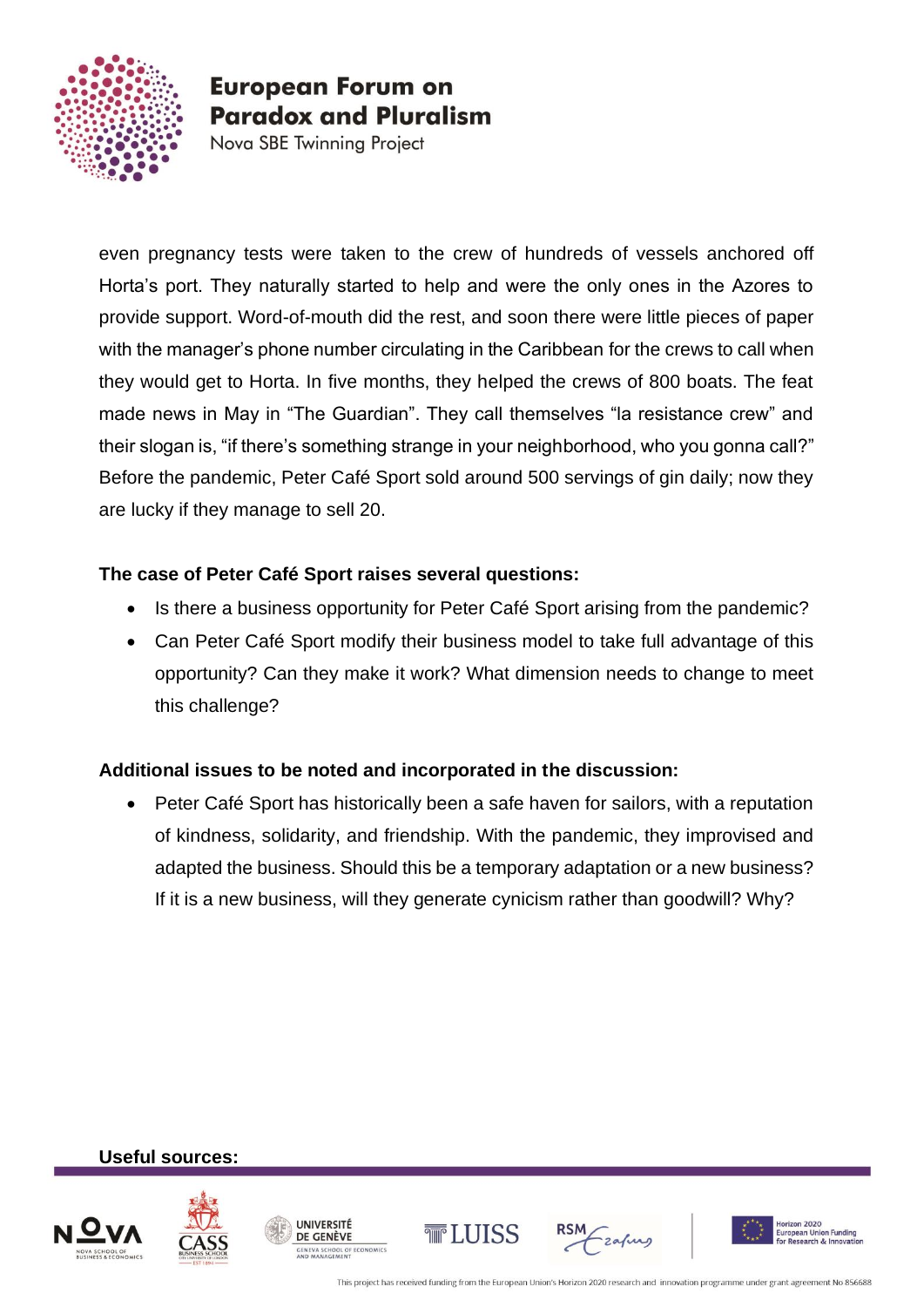even pregnancy tests were taken to the crew of hundreds of vessels anchored off Horta's port. They naturally started to help and were the only ones in the Azores to provide support. Word-of-mouth did the rest, and soon there were little pieces of paper with the manager's phone number circulating in the Caribbean for the crews to call when they would get to Horta. In five months, they helped the crews of 800 boats. The feat made news in May in "The Guardian". They call themselves "la resistance crew" and their slogan is, "if there's something strange in your neighborhood, who you gonna call?" Before the pandemic, Peter Café Sport sold around 500 servings of gin daily; now they are lucky if they manage to sell 20.

**The case of Peter Café Sport raises several questions:**

- Is there a business opportunity for Peter Café Sport arising from the pandemic?
- Can Peter Café Sport modify their business model to take full advantage of this opportunity? Can they make it work? What dimension needs to change to meet this challenge?

**Additional issues to be noted and incorporated in the discussion:**

- Peter Café Sport has historically been a safe haven for sailors, with a reputation of kindness, solidarity, and friendship. With the pandemic, they improvised and adapted the business. Should this be a temporary adaptation or a new business? If it is a new business, will they generate cynicism rather than goodwill? Why?

**Useful sources:**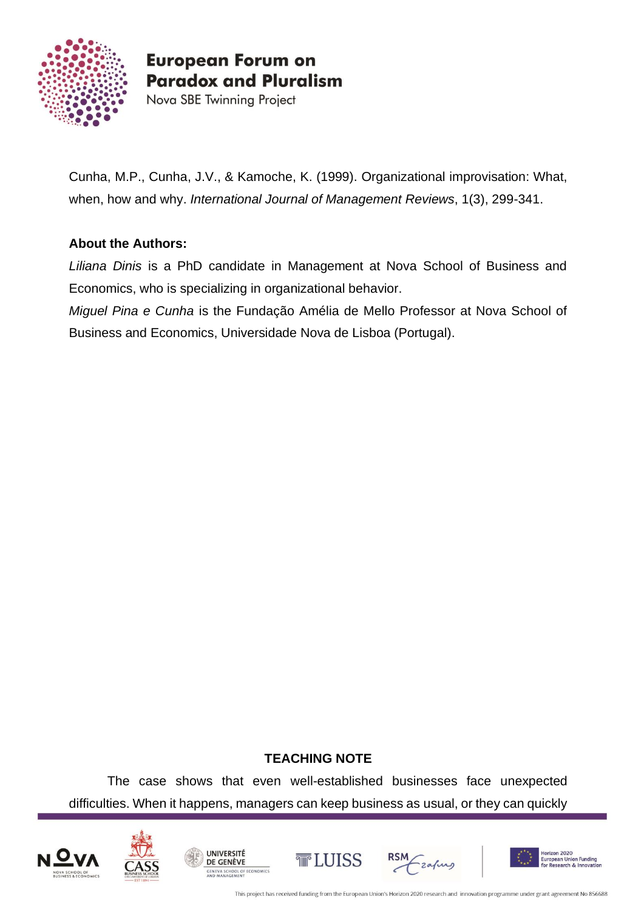Cunha, M.P., Cunha, J.V., & Kamoche, K. (1999). Organizational improvisation: What, when, how and why. *International Journal of Management Reviews*, 1(3), 299-341.

**About the Authors:**

*Liliana Dinis* is a PhD candidate in Management at Nova School of Business and Economics, who is specializing in organizational behavior.

*Miguel Pina e Cunha* is the Fundação Amélia de Mello Professor at Nova School of Business and Economics, Universidade Nova de Lisboa (Portugal).

**TEACHING NOTE**

The case shows that even well-established businesses face unexpected difficulties. When it happens, managers can keep business as usual, or they can quickly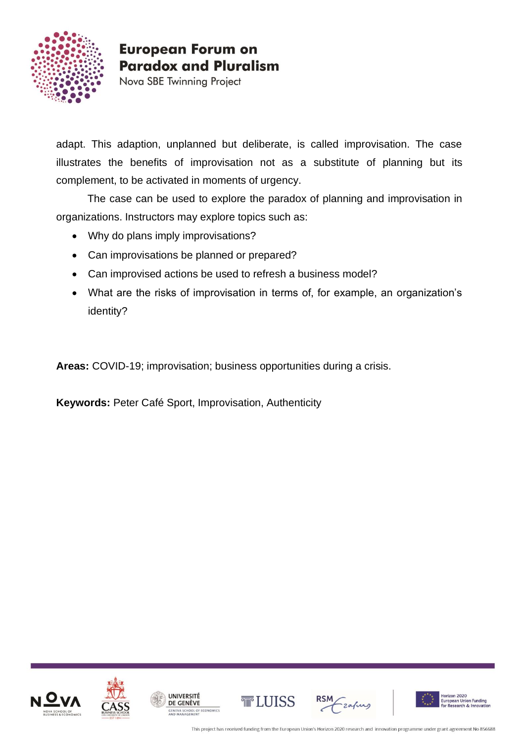adapt. This adaption, unplanned but deliberate, is called improvisation. The case illustrates the benefits of improvisation not as a substitute of planning but its complement, to be activated in moments of urgency.

The case can be used to explore the paradox of planning and improvisation in organizations. Instructors may explore topics such as:

- Why do plans imply improvisations?
- Can improvisations be planned or prepared?
- Can improvised actions be used to refresh a business model?
- What are the risks of improvisation in terms of, for example, an organization's identity?

**Areas:** COVID-19; improvisation; business opportunities during a crisis.

**Keywords:** Peter Café Sport, Improvisation, Authenticity